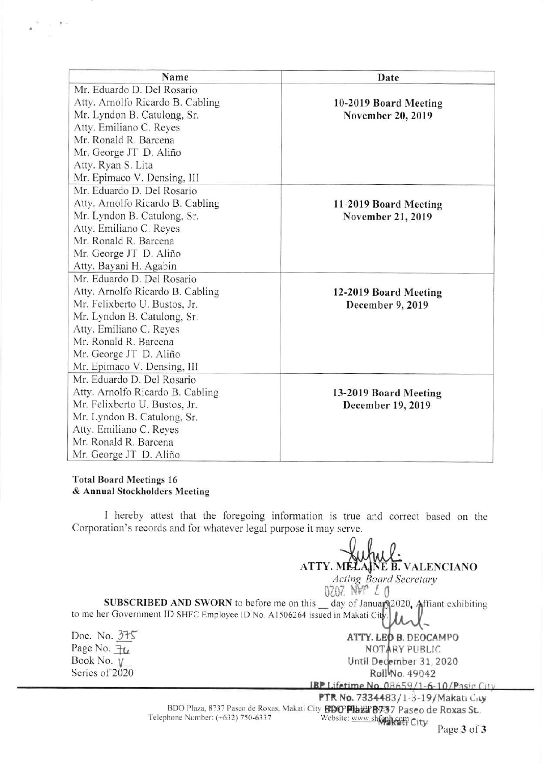| Name | Date |
| --- | --- |
| Mr. Eduardo D. Del Rosario<br>Atty. Arnolfo Ricardo B. Cabling<br>Mr. Lyndon B. Catulong, Sr.<br>Atty. Emiliano C. Reyes<br>Mr. Ronald R. Barcena<br>Mr. George JT D. Aliño<br>Atty. Ryan S. Lita<br>Mr. Epimaco V. Densing, III | **10-2019 Board Meeting**<br>**November 20, 2019** |
| Mr. Eduardo D. Del Rosario<br>Atty. Arnolfo Ricardo B. Cabling<br>Mr. Lyndon B. Catulong, Sr.<br>Atty. Emiliano C. Reyes<br>Mr. Ronald R. Barcena<br>Mr. George JT D. Aliño<br>Atty. Bayani H. Agabin | **11-2019 Board Meeting**<br>**November 21, 2019** |
| Mr. Eduardo D. Del Rosario<br>Atty. Arnolfo Ricardo B. Cabling<br>Mr. Felixberto U. Bustos, Jr.<br>Mr. Lyndon B. Catulong, Sr.<br>Atty. Emiliano C. Reyes<br>Mr. Ronald R. Barcena<br>Mr. George JT D. Aliño<br>Mr. Epimaco V. Densing, III | **12-2019 Board Meeting**<br>**December 9, 2019** |
| Mr. Eduardo D. Del Rosario<br>Atty. Arnolfo Ricardo B. Cabling<br>Mr. Felixberto U. Bustos, Jr.<br>Mr. Lyndon B. Catulong, Sr.<br>Atty. Emiliano C. Reyes<br>Mr. Ronald R. Barcena<br>Mr. George JT D. Aliño | **13-2019 Board Meeting**<br>**December 19, 2019** |

**Total Board Meetings 16**
**& Annual Stockholders Meeting**

I hereby attest that the foregoing information is true and correct based on the Corporation's records and for whatever legal purpose it may serve.

**ATTY. MELAINE B. VALENCIANO**
*Acting Board Secretary*

**SUBSCRIBED AND SWORN** to before me on this __ day of January 2020, Affiant exhibiting to me her Government ID SHFC Employee ID No. A1506264 issued in Makati City.

Doc. No. 375
Page No. 76
Book No. V
Series of 2020

**ATTY. LEO B. DEOCAMPO**
NOTARY PUBLIC
Until December 31, 2020
Roll No. 49042
IBP Lifetime No. 08659/1-6-10/Pasig City
PTR No. 7334483/1-3-19/Makati City
BDO Plaza, 8737 Paseo de Roxas St., Makati City

BDO Plaza, 8737 Paseo de Roxas, Makati City
Telephone Number: (+632) 750-6337
Website: www.shfcph.com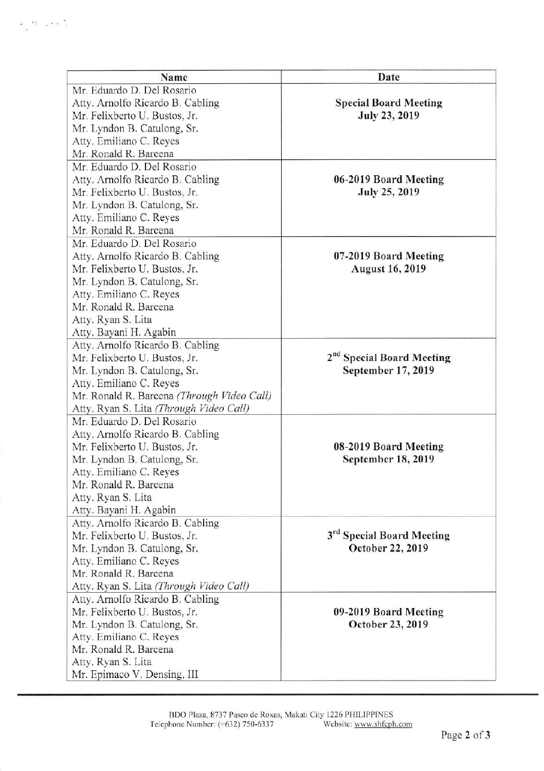| Name | Date |
| --- | --- |
| Mr. Eduardo D. Del Rosario<br>Atty. Arnolfo Ricardo B. Cabling<br>Mr. Felixberto U. Bustos, Jr.<br>Mr. Lyndon B. Catulong, Sr.<br>Atty. Emiliano C. Reyes<br>Mr. Ronald R. Barcena | **Special Board Meeting**<br>**July 23, 2019** |
| Mr. Eduardo D. Del Rosario<br>Atty. Arnolfo Ricardo B. Cabling<br>Mr. Felixberto U. Bustos, Jr.<br>Mr. Lyndon B. Catulong, Sr.<br>Atty. Emiliano C. Reyes<br>Mr. Ronald R. Barcena | **06-2019 Board Meeting**<br>**July 25, 2019** |
| Mr. Eduardo D. Del Rosario<br>Atty. Arnolfo Ricardo B. Cabling<br>Mr. Felixberto U. Bustos, Jr.<br>Mr. Lyndon B. Catulong, Sr.<br>Atty. Emiliano C. Reyes<br>Mr. Ronald R. Barcena<br>Atty. Ryan S. Lita<br>Atty. Bayani H. Agabin | **07-2019 Board Meeting**<br>**August 16, 2019** |
| Atty. Arnolfo Ricardo B. Cabling<br>Mr. Felixberto U. Bustos, Jr.<br>Mr. Lyndon B. Catulong, Sr.<br>Atty. Emiliano C. Reyes<br>Mr. Ronald R. Barcena *(Through Video Call)*<br>Atty. Ryan S. Lita *(Through Video Call)* | **2nd Special Board Meeting**<br>**September 17, 2019** |
| Mr. Eduardo D. Del Rosario<br>Atty. Arnolfo Ricardo B. Cabling<br>Mr. Felixberto U. Bustos, Jr.<br>Mr. Lyndon B. Catulong, Sr.<br>Atty. Emiliano C. Reyes<br>Mr. Ronald R. Barcena<br>Atty. Ryan S. Lita<br>Atty. Bayani H. Agabin | **08-2019 Board Meeting**<br>**September 18, 2019** |
| Atty. Arnolfo Ricardo B. Cabling<br>Mr. Felixberto U. Bustos, Jr.<br>Mr. Lyndon B. Catulong, Sr.<br>Atty. Emiliano C. Reyes<br>Mr. Ronald R. Barcena<br>Atty. Ryan S. Lita *(Through Video Call)* | **3rd Special Board Meeting**<br>**October 22, 2019** |
| Atty. Arnolfo Ricardo B. Cabling<br>Mr. Felixberto U. Bustos, Jr.<br>Mr. Lyndon B. Catulong, Sr.<br>Atty. Emiliano C. Reyes<br>Mr. Ronald R. Barcena<br>Atty. Ryan S. Lita<br>Mr. Epimaco V. Densing, III | **09-2019 Board Meeting**<br>**October 23, 2019** |

BDO Plaza, 8737 Paseo de Roxas, Makati City 1226 PHILIPPINES
Telephone Number: (+632) 750-6337 Website: www.shfcph.com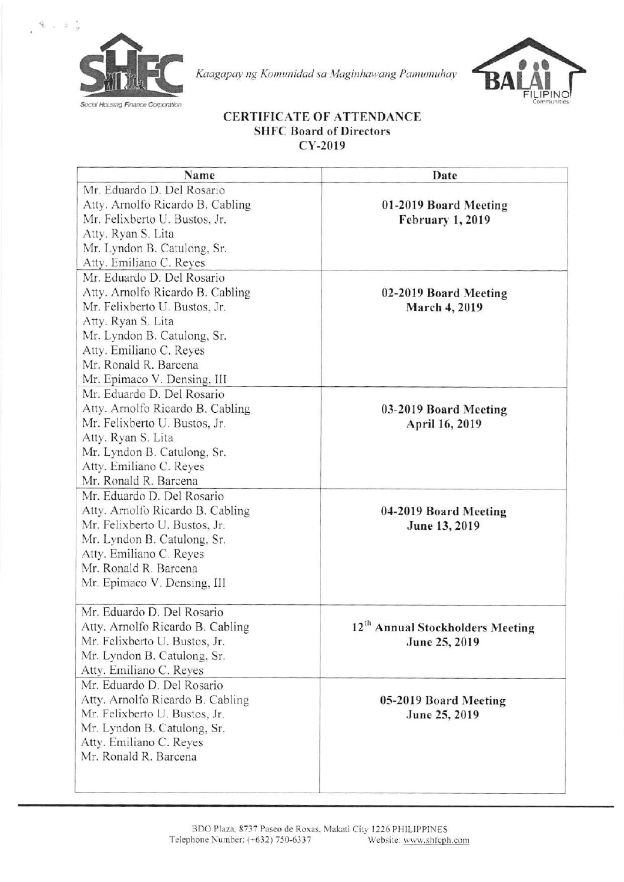Kaagapay ng Komunidad sa Maginhawang Pamumuhay

# CERTIFICATE OF ATTENDANCE

## SHFC Board of Directors
## CY-2019

| Name | Date |
| --- | --- |
| Mr. Eduardo D. Del Rosario<br>Atty. Arnolfo Ricardo B. Cabling<br>Mr. Felixberto U. Bustos, Jr.<br>Atty. Ryan S. Lita<br>Mr. Lyndon B. Catulong, Sr.<br>Atty. Emiliano C. Reyes | **01-2019 Board Meeting**<br>**February 1, 2019** |
| Mr. Eduardo D. Del Rosario<br>Atty. Arnolfo Ricardo B. Cabling<br>Mr. Felixberto U. Bustos, Jr.<br>Atty. Ryan S. Lita<br>Mr. Lyndon B. Catulong, Sr.<br>Atty. Emiliano C. Reyes<br>Mr. Ronald R. Barcena<br>Mr. Epimaco V. Densing, III | **02-2019 Board Meeting**<br>**March 4, 2019** |
| Mr. Eduardo D. Del Rosario<br>Atty. Arnolfo Ricardo B. Cabling<br>Mr. Felixberto U. Bustos, Jr.<br>Atty. Ryan S. Lita<br>Mr. Lyndon B. Catulong, Sr.<br>Atty. Emiliano C. Reyes<br>Mr. Ronald R. Barcena | **03-2019 Board Meeting**<br>**April 16, 2019** |
| Mr. Eduardo D. Del Rosario<br>Atty. Arnolfo Ricardo B. Cabling<br>Mr. Felixberto U. Bustos, Jr.<br>Mr. Lyndon B. Catulong, Sr.<br>Atty. Emiliano C. Reyes<br>Mr. Ronald R. Barcena<br>Mr. Epimaco V. Densing, III | **04-2019 Board Meeting**<br>**June 13, 2019** |
| Mr. Eduardo D. Del Rosario<br>Atty. Arnolfo Ricardo B. Cabling<br>Mr. Felixberto U. Bustos, Jr.<br>Mr. Lyndon B. Catulong, Sr.<br>Atty. Emiliano C. Reyes | **12th Annual Stockholders Meeting**<br>**June 25, 2019** |
| Mr. Eduardo D. Del Rosario<br>Atty. Arnolfo Ricardo B. Cabling<br>Mr. Felixberto U. Bustos, Jr.<br>Mr. Lyndon B. Catulong, Sr.<br>Atty. Emiliano C. Reyes<br>Mr. Ronald R. Barcena | **05-2019 Board Meeting**<br>**June 25, 2019** |

BDO Plaza, 8737 Paseo de Roxas, Makati City 1226 PHILIPPINES
Telephone Number: (+632) 750-6337 Website: www.shfcph.com